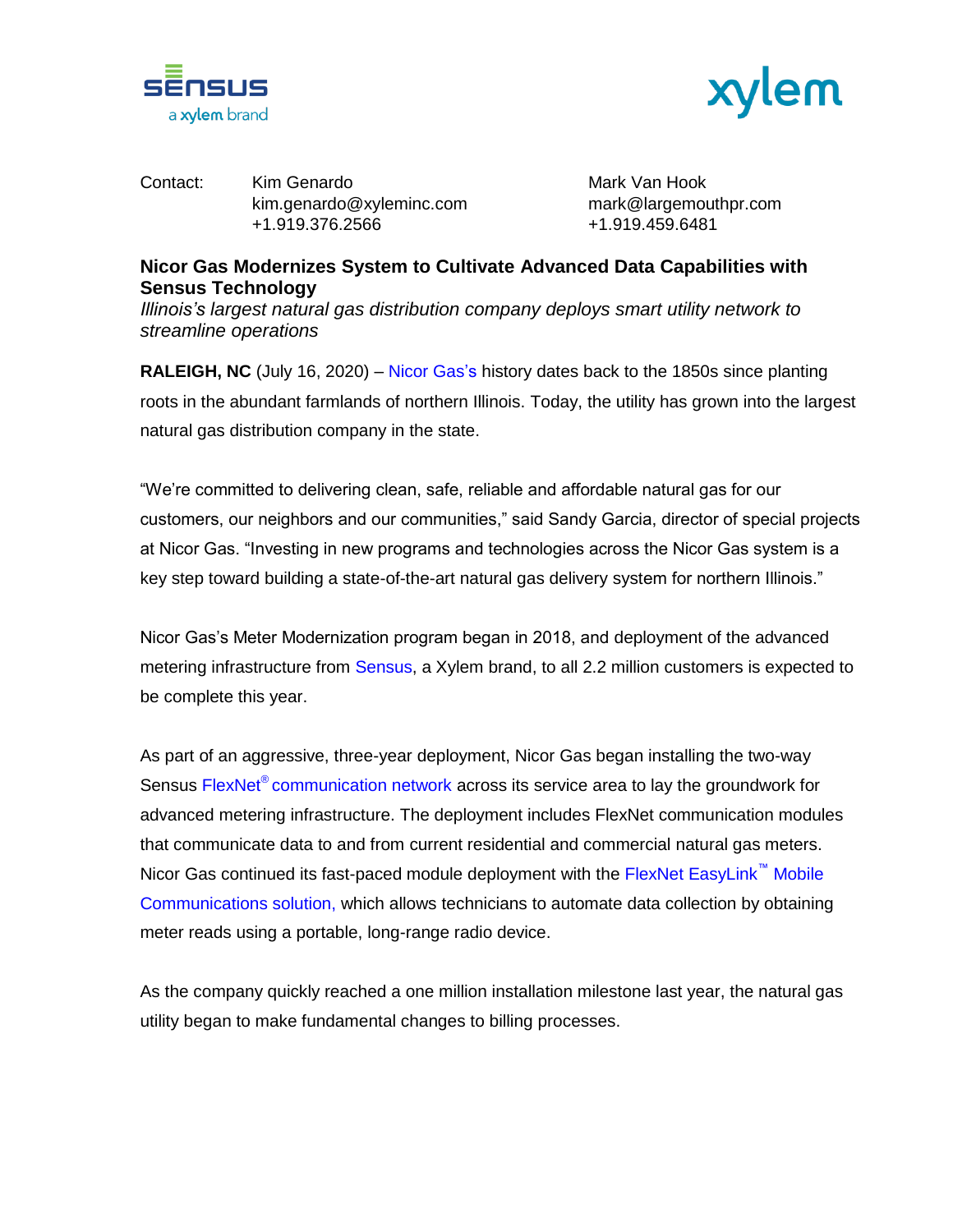Contact: Kim Genardo
kim.genardo@xyleminc.com
+1.919.376.2566

Mark Van Hook
mark@largemouthpr.com
+1.919.459.6481

**Nicor Gas Modernizes System to Cultivate Advanced Data Capabilities with Sensus Technology**

*Illinois's largest natural gas distribution company deploys smart utility network to streamline operations*

**RALEIGH, NC** (July 16, 2020) – Nicor Gas's history dates back to the 1850s since planting roots in the abundant farmlands of northern Illinois. Today, the utility has grown into the largest natural gas distribution company in the state.

"We're committed to delivering clean, safe, reliable and affordable natural gas for our customers, our neighbors and our communities," said Sandy Garcia, director of special projects at Nicor Gas. "Investing in new programs and technologies across the Nicor Gas system is a key step toward building a state-of-the-art natural gas delivery system for northern Illinois."

Nicor Gas's Meter Modernization program began in 2018, and deployment of the advanced metering infrastructure from Sensus, a Xylem brand, to all 2.2 million customers is expected to be complete this year.

As part of an aggressive, three-year deployment, Nicor Gas began installing the two-way Sensus FlexNet® communication network across its service area to lay the groundwork for advanced metering infrastructure. The deployment includes FlexNet communication modules that communicate data to and from current residential and commercial natural gas meters. Nicor Gas continued its fast-paced module deployment with the FlexNet EasyLink™ Mobile Communications solution, which allows technicians to automate data collection by obtaining meter reads using a portable, long-range radio device.

As the company quickly reached a one million installation milestone last year, the natural gas utility began to make fundamental changes to billing processes.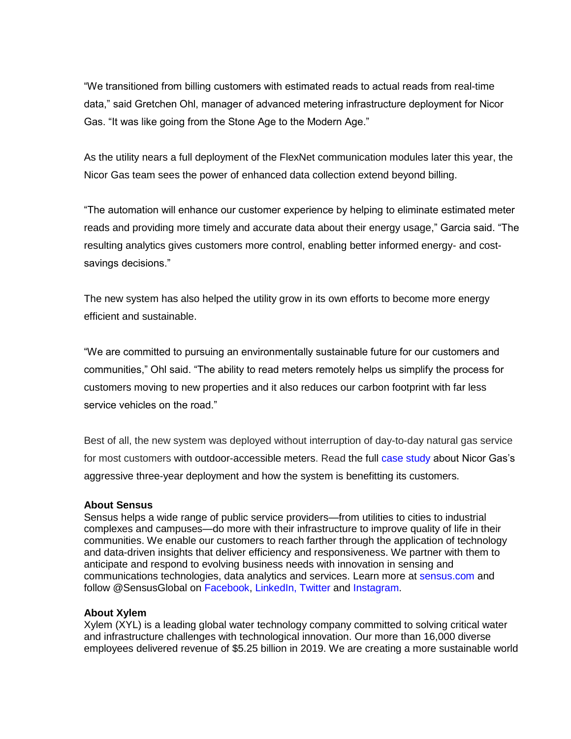“We transitioned from billing customers with estimated reads to actual reads from real-time data,” said Gretchen Ohl, manager of advanced metering infrastructure deployment for Nicor Gas. “It was like going from the Stone Age to the Modern Age.”

As the utility nears a full deployment of the FlexNet communication modules later this year, the Nicor Gas team sees the power of enhanced data collection extend beyond billing.

“The automation will enhance our customer experience by helping to eliminate estimated meter reads and providing more timely and accurate data about their energy usage,” Garcia said. “The resulting analytics gives customers more control, enabling better informed energy- and cost-savings decisions.”

The new system has also helped the utility grow in its own efforts to become more energy efficient and sustainable.

“We are committed to pursuing an environmentally sustainable future for our customers and communities,” Ohl said. “The ability to read meters remotely helps us simplify the process for customers moving to new properties and it also reduces our carbon footprint with far less service vehicles on the road.”

Best of all, the new system was deployed without interruption of day-to-day natural gas service for most customers with outdoor-accessible meters. Read the full case study about Nicor Gas’s aggressive three-year deployment and how the system is benefitting its customers.

**About Sensus**
Sensus helps a wide range of public service providers—from utilities to cities to industrial complexes and campuses—do more with their infrastructure to improve quality of life in their communities. We enable our customers to reach farther through the application of technology and data-driven insights that deliver efficiency and responsiveness. We partner with them to anticipate and respond to evolving business needs with innovation in sensing and communications technologies, data analytics and services. Learn more at sensus.com and follow @SensusGlobal on Facebook, LinkedIn, Twitter and Instagram.

**About Xylem**
Xylem (XYL) is a leading global water technology company committed to solving critical water and infrastructure challenges with technological innovation. Our more than 16,000 diverse employees delivered revenue of $5.25 billion in 2019. We are creating a more sustainable world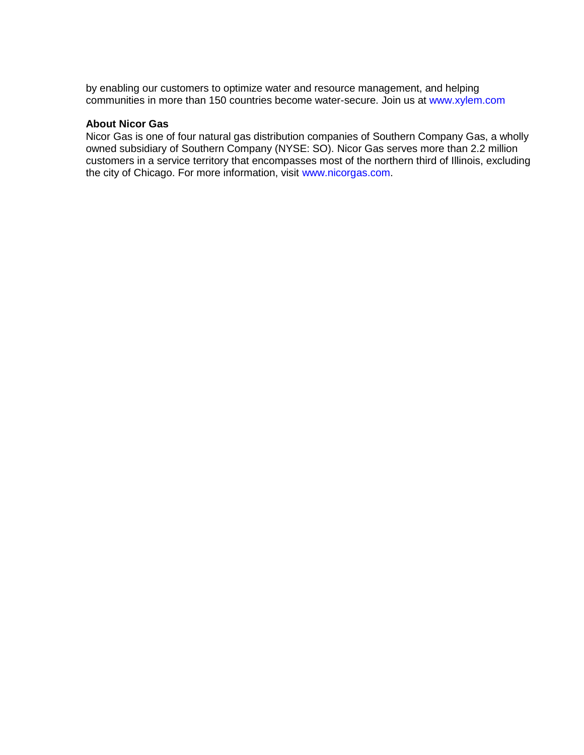by enabling our customers to optimize water and resource management, and helping communities in more than 150 countries become water-secure. Join us at www.xylem.com

**About Nicor Gas**

Nicor Gas is one of four natural gas distribution companies of Southern Company Gas, a wholly owned subsidiary of Southern Company (NYSE: SO). Nicor Gas serves more than 2.2 million customers in a service territory that encompasses most of the northern third of Illinois, excluding the city of Chicago. For more information, visit www.nicorgas.com.